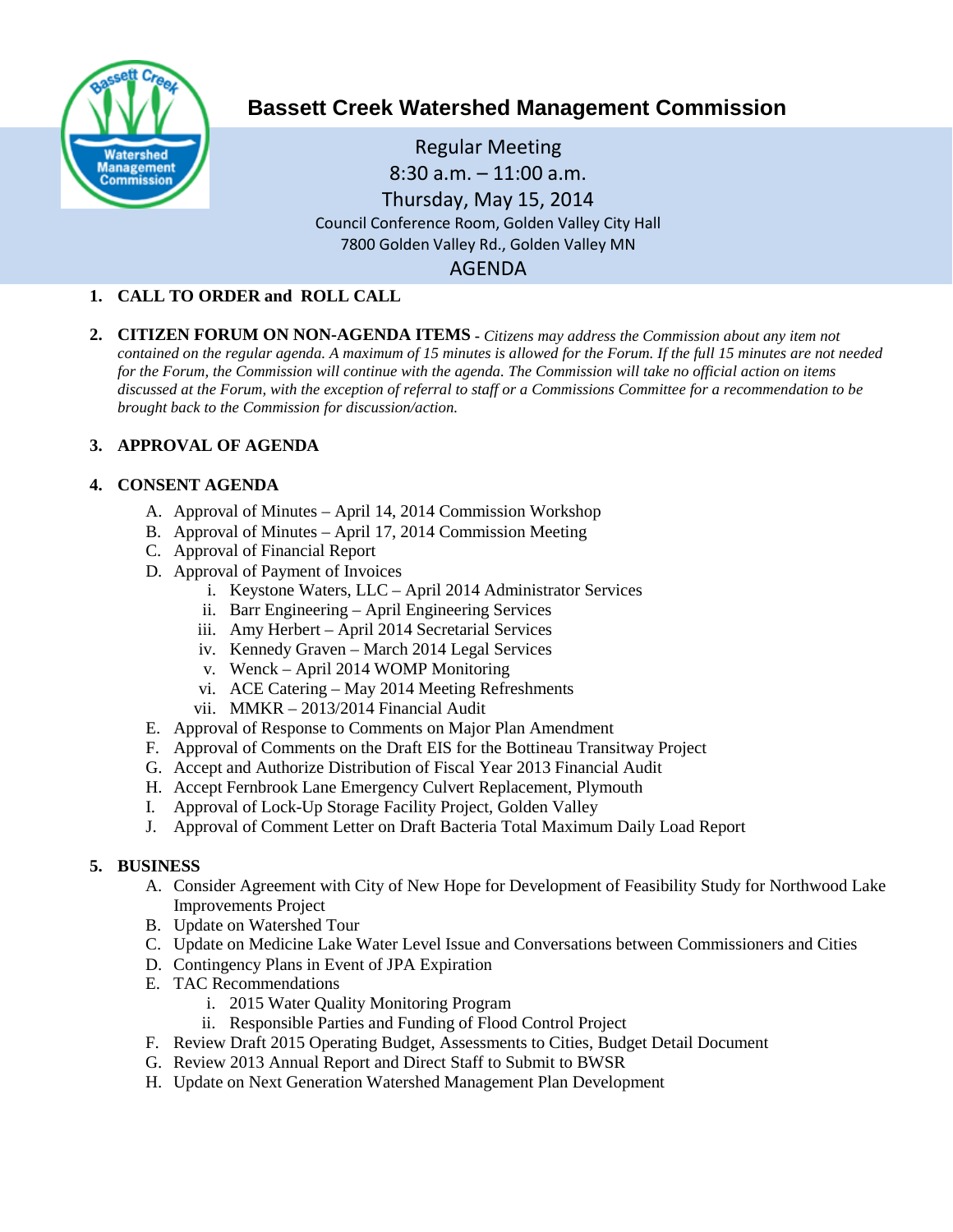# Bassett Creek Watershed Management Commission

Regular Meeting
8:30 a.m. – 11:00 a.m.
Thursday, May 15, 2014
Council Conference Room, Golden Valley City Hall
7800 Golden Valley Rd., Golden Valley MN

## AGENDA

1. **CALL TO ORDER and ROLL CALL**

2. **CITIZEN FORUM ON NON-AGENDA ITEMS** - *Citizens may address the Commission about any item not contained on the regular agenda. A maximum of 15 minutes is allowed for the Forum. If the full 15 minutes are not needed for the Forum, the Commission will continue with the agenda. The Commission will take no official action on items discussed at the Forum, with the exception of referral to staff or a Commissions Committee for a recommendation to be brought back to the Commission for discussion/action.*

3. **APPROVAL OF AGENDA**

4. **CONSENT AGENDA**
   - A. Approval of Minutes – April 14, 2014 Commission Workshop
   - B. Approval of Minutes – April 17, 2014 Commission Meeting
   - C. Approval of Financial Report
   - D. Approval of Payment of Invoices
     - i. Keystone Waters, LLC – April 2014 Administrator Services
     - ii. Barr Engineering – April Engineering Services
     - iii. Amy Herbert – April 2014 Secretarial Services
     - iv. Kennedy Graven – March 2014 Legal Services
     - v. Wenck – April 2014 WOMP Monitoring
     - vi. ACE Catering – May 2014 Meeting Refreshments
     - vii. MMKR – 2013/2014 Financial Audit
   - E. Approval of Response to Comments on Major Plan Amendment
   - F. Approval of Comments on the Draft EIS for the Bottineau Transitway Project
   - G. Accept and Authorize Distribution of Fiscal Year 2013 Financial Audit
   - H. Accept Fernbrook Lane Emergency Culvert Replacement, Plymouth
   - I. Approval of Lock-Up Storage Facility Project, Golden Valley
   - J. Approval of Comment Letter on Draft Bacteria Total Maximum Daily Load Report

5. **BUSINESS**
   - A. Consider Agreement with City of New Hope for Development of Feasibility Study for Northwood Lake Improvements Project
   - B. Update on Watershed Tour
   - C. Update on Medicine Lake Water Level Issue and Conversations between Commissioners and Cities
   - D. Contingency Plans in Event of JPA Expiration
   - E. TAC Recommendations
     - i. 2015 Water Quality Monitoring Program
     - ii. Responsible Parties and Funding of Flood Control Project
   - F. Review Draft 2015 Operating Budget, Assessments to Cities, Budget Detail Document
   - G. Review 2013 Annual Report and Direct Staff to Submit to BWSR
   - H. Update on Next Generation Watershed Management Plan Development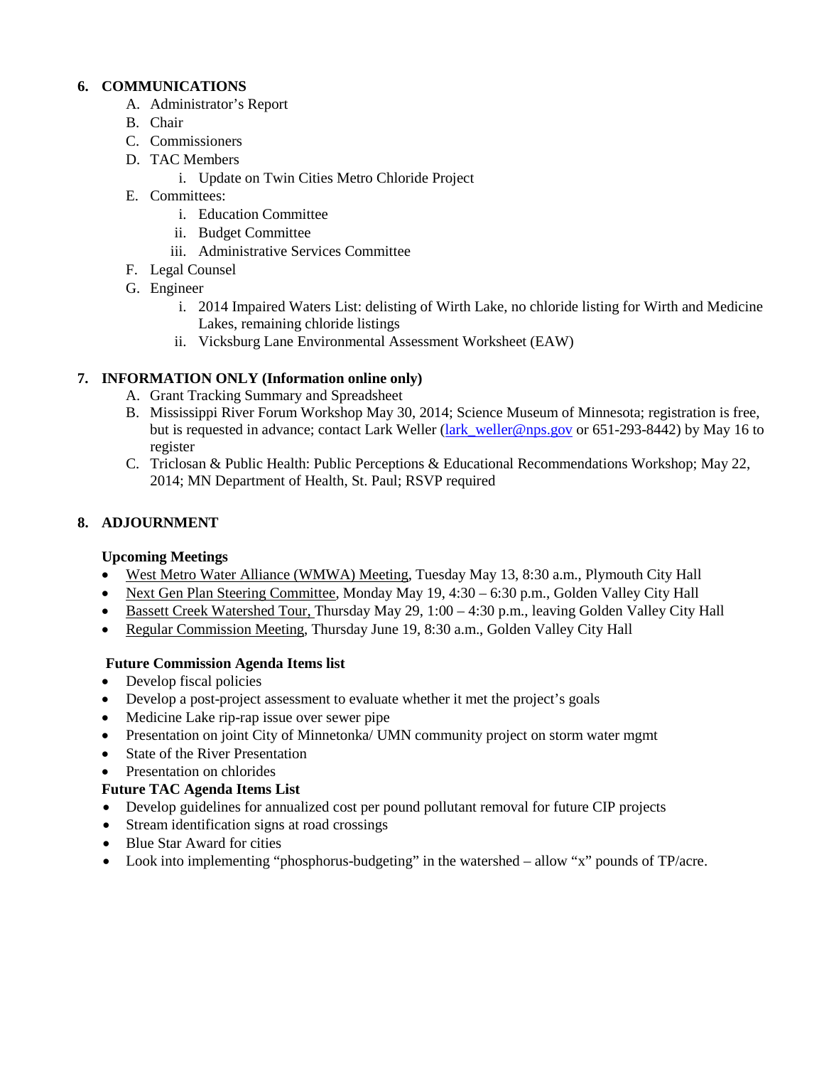6. **COMMUNICATIONS**
   A. Administrator's Report
   B. Chair
   C. Commissioners
   D. TAC Members
      i. Update on Twin Cities Metro Chloride Project
   E. Committees:
      i. Education Committee
      ii. Budget Committee
      iii. Administrative Services Committee
   F. Legal Counsel
   G. Engineer
      i. 2014 Impaired Waters List: delisting of Wirth Lake, no chloride listing for Wirth and Medicine Lakes, remaining chloride listings
      ii. Vicksburg Lane Environmental Assessment Worksheet (EAW)

7. **INFORMATION ONLY (Information online only)**
   A. Grant Tracking Summary and Spreadsheet
   B. Mississippi River Forum Workshop May 30, 2014; Science Museum of Minnesota; registration is free, but is requested in advance; contact Lark Weller (lark_weller@nps.gov or 651-293-8442) by May 16 to register
   C. Triclosan & Public Health: Public Perceptions & Educational Recommendations Workshop; May 22, 2014; MN Department of Health, St. Paul; RSVP required

8. **ADJOURNMENT**

**Upcoming Meetings**

- West Metro Water Alliance (WMWA) Meeting, Tuesday May 13, 8:30 a.m., Plymouth City Hall
- Next Gen Plan Steering Committee, Monday May 19, 4:30 – 6:30 p.m., Golden Valley City Hall
- Bassett Creek Watershed Tour, Thursday May 29, 1:00 – 4:30 p.m., leaving Golden Valley City Hall
- Regular Commission Meeting, Thursday June 19, 8:30 a.m., Golden Valley City Hall

**Future Commission Agenda Items list**

- Develop fiscal policies
- Develop a post-project assessment to evaluate whether it met the project's goals
- Medicine Lake rip-rap issue over sewer pipe
- Presentation on joint City of Minnetonka/ UMN community project on storm water mgmt
- State of the River Presentation
- Presentation on chlorides

**Future TAC Agenda Items List**

- Develop guidelines for annualized cost per pound pollutant removal for future CIP projects
- Stream identification signs at road crossings
- Blue Star Award for cities
- Look into implementing "phosphorus-budgeting" in the watershed – allow "x" pounds of TP/acre.